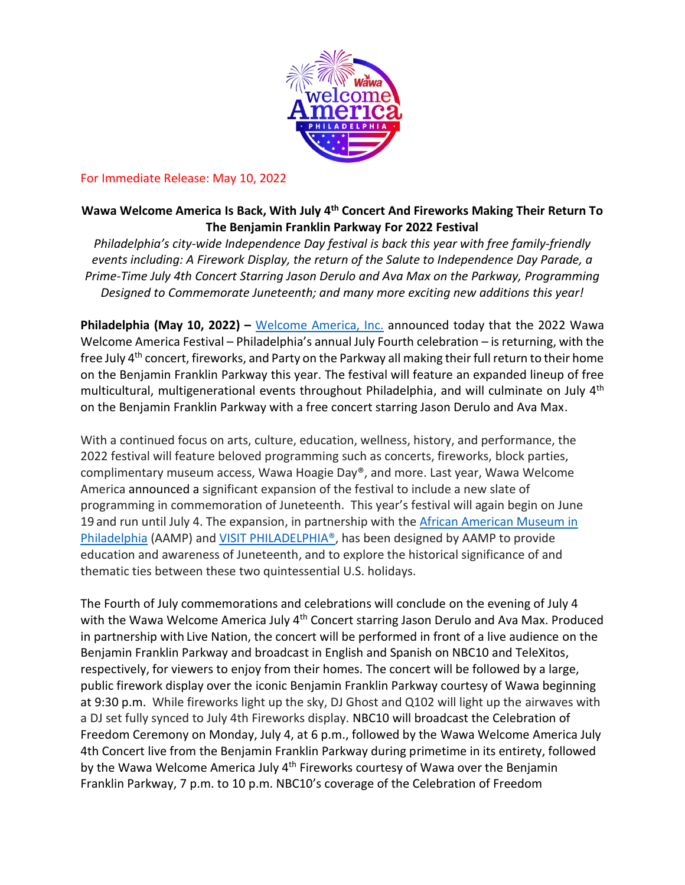For Immediate Release: May 10, 2022

**Wawa Welcome America Is Back, With July 4th Concert And Fireworks Making Their Return To The Benjamin Franklin Parkway For 2022 Festival**

*Philadelphia's city-wide Independence Day festival is back this year with free family-friendly events including: A Firework Display, the return of the Salute to Independence Day Parade, a Prime-Time July 4th Concert Starring Jason Derulo and Ava Max on the Parkway, Programming Designed to Commemorate Juneteenth; and many more exciting new additions this year!*

**Philadelphia (May 10, 2022) –** Welcome America, Inc. announced today that the 2022 Wawa Welcome America Festival – Philadelphia's annual July Fourth celebration – is returning, with the free July 4th concert, fireworks, and Party on the Parkway all making their full return to their home on the Benjamin Franklin Parkway this year. The festival will feature an expanded lineup of free multicultural, multigenerational events throughout Philadelphia, and will culminate on July 4th on the Benjamin Franklin Parkway with a free concert starring Jason Derulo and Ava Max.

With a continued focus on arts, culture, education, wellness, history, and performance, the 2022 festival will feature beloved programming such as concerts, fireworks, block parties, complimentary museum access, Wawa Hoagie Day®, and more. Last year, Wawa Welcome America announced a significant expansion of the festival to include a new slate of programming in commemoration of Juneteenth. This year's festival will again begin on June 19 and run until July 4. The expansion, in partnership with the African American Museum in Philadelphia (AAMP) and VISIT PHILADELPHIA®, has been designed by AAMP to provide education and awareness of Juneteenth, and to explore the historical significance of and thematic ties between these two quintessential U.S. holidays.

The Fourth of July commemorations and celebrations will conclude on the evening of July 4 with the Wawa Welcome America July 4th Concert starring Jason Derulo and Ava Max. Produced in partnership with Live Nation, the concert will be performed in front of a live audience on the Benjamin Franklin Parkway and broadcast in English and Spanish on NBC10 and TeleXitos, respectively, for viewers to enjoy from their homes. The concert will be followed by a large, public firework display over the iconic Benjamin Franklin Parkway courtesy of Wawa beginning at 9:30 p.m. While fireworks light up the sky, DJ Ghost and Q102 will light up the airwaves with a DJ set fully synced to July 4th Fireworks display. NBC10 will broadcast the Celebration of Freedom Ceremony on Monday, July 4, at 6 p.m., followed by the Wawa Welcome America July 4th Concert live from the Benjamin Franklin Parkway during primetime in its entirety, followed by the Wawa Welcome America July 4th Fireworks courtesy of Wawa over the Benjamin Franklin Parkway, 7 p.m. to 10 p.m. NBC10's coverage of the Celebration of Freedom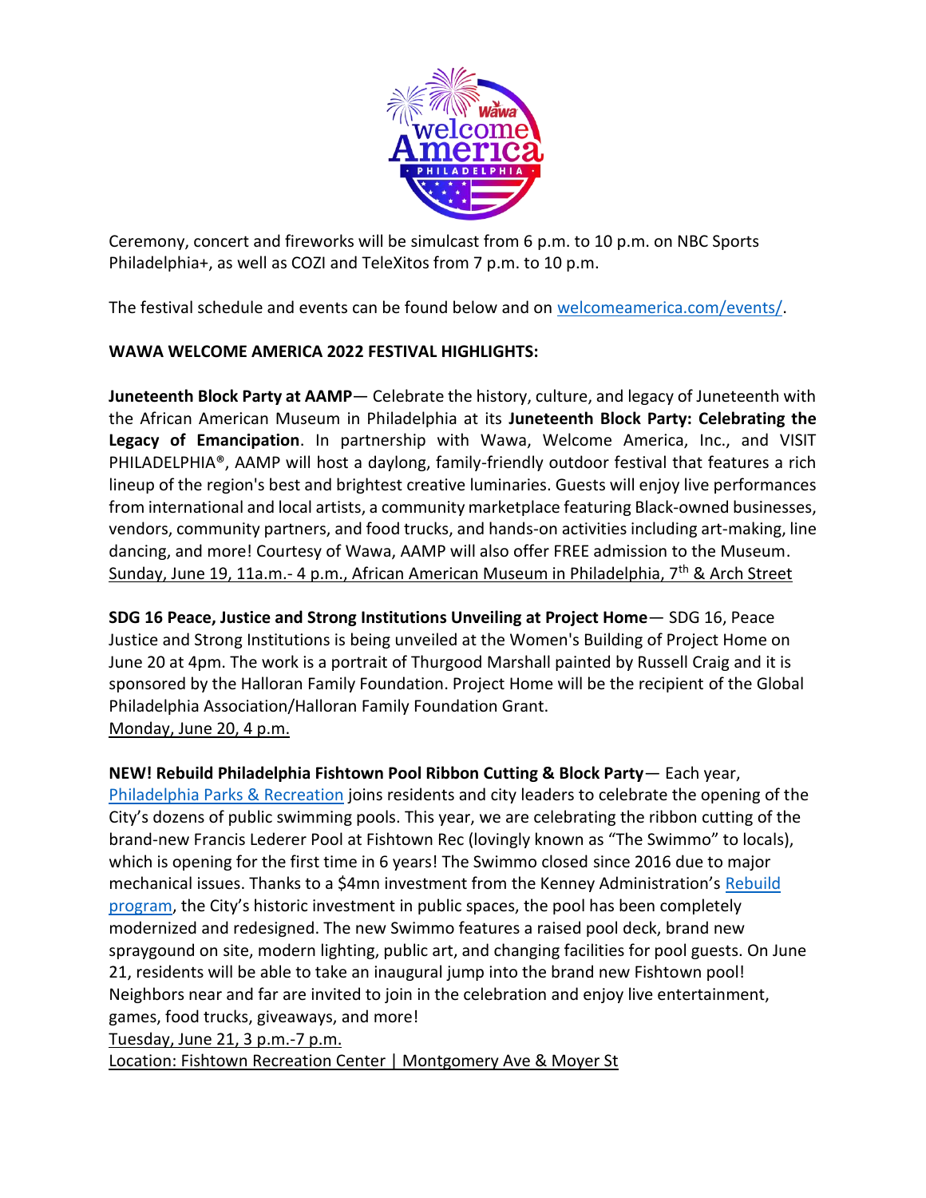Ceremony, concert and fireworks will be simulcast from 6 p.m. to 10 p.m. on NBC Sports Philadelphia+, as well as COZI and TeleXitos from 7 p.m. to 10 p.m.

The festival schedule and events can be found below and on [welcomeamerica.com/events/](welcomeamerica.com/events/).

**WAWA WELCOME AMERICA 2022 FESTIVAL HIGHLIGHTS:**

**Juneteenth Block Party at AAMP**— Celebrate the history, culture, and legacy of Juneteenth with the African American Museum in Philadelphia at its **Juneteenth Block Party: Celebrating the Legacy of Emancipation**. In partnership with Wawa, Welcome America, Inc., and VISIT PHILADELPHIA®, AAMP will host a daylong, family-friendly outdoor festival that features a rich lineup of the region's best and brightest creative luminaries. Guests will enjoy live performances from international and local artists, a community marketplace featuring Black-owned businesses, vendors, community partners, and food trucks, and hands-on activities including art-making, line dancing, and more! Courtesy of Wawa, AAMP will also offer FREE admission to the Museum.
Sunday, June 19, 11a.m.- 4 p.m., African American Museum in Philadelphia, 7th & Arch Street

**SDG 16 Peace, Justice and Strong Institutions Unveiling at Project Home**— SDG 16, Peace Justice and Strong Institutions is being unveiled at the Women's Building of Project Home on June 20 at 4pm. The work is a portrait of Thurgood Marshall painted by Russell Craig and it is sponsored by the Halloran Family Foundation. Project Home will be the recipient of the Global Philadelphia Association/Halloran Family Foundation Grant.
Monday, June 20, 4 p.m.

**NEW! Rebuild Philadelphia Fishtown Pool Ribbon Cutting & Block Party**— Each year, Philadelphia Parks & Recreation joins residents and city leaders to celebrate the opening of the City's dozens of public swimming pools. This year, we are celebrating the ribbon cutting of the brand-new Francis Lederer Pool at Fishtown Rec (lovingly known as "The Swimmo" to locals), which is opening for the first time in 6 years! The Swimmo closed since 2016 due to major mechanical issues. Thanks to a $4mn investment from the Kenney Administration's Rebuild program, the City's historic investment in public spaces, the pool has been completely modernized and redesigned. The new Swimmo features a raised pool deck, brand new spraygound on site, modern lighting, public art, and changing facilities for pool guests. On June 21, residents will be able to take an inaugural jump into the brand new Fishtown pool! Neighbors near and far are invited to join in the celebration and enjoy live entertainment, games, food trucks, giveaways, and more!
Tuesday, June 21, 3 p.m.-7 p.m.
Location: Fishtown Recreation Center | Montgomery Ave & Moyer St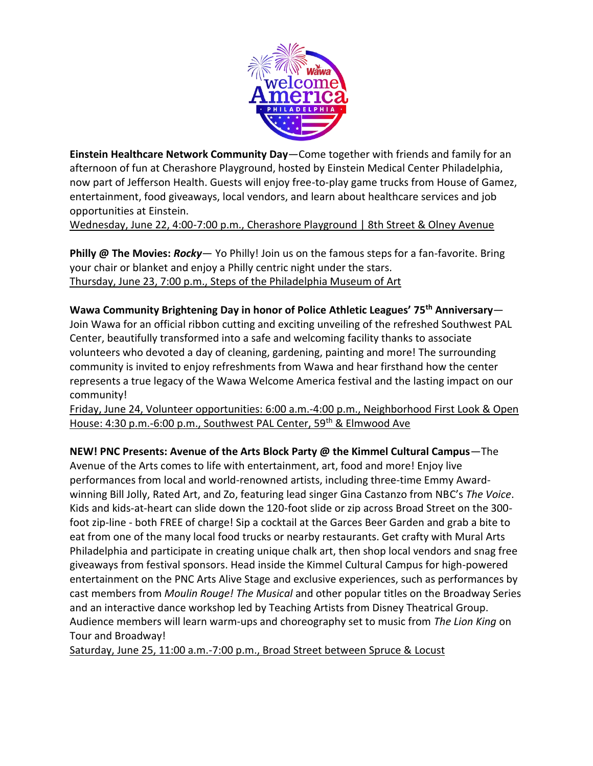**Einstein Healthcare Network Community Day**—Come together with friends and family for an afternoon of fun at Cherashore Playground, hosted by Einstein Medical Center Philadelphia, now part of Jefferson Health. Guests will enjoy free-to-play game trucks from House of Gamez, entertainment, food giveaways, local vendors, and learn about healthcare services and job opportunities at Einstein.
Wednesday, June 22, 4:00-7:00 p.m., Cherashore Playground | 8th Street & Olney Avenue

**Philly @ The Movies: *Rocky***— Yo Philly! Join us on the famous steps for a fan-favorite. Bring your chair or blanket and enjoy a Philly centric night under the stars.
Thursday, June 23, 7:00 p.m., Steps of the Philadelphia Museum of Art

**Wawa Community Brightening Day in honor of Police Athletic Leagues' 75th Anniversary**—Join Wawa for an official ribbon cutting and exciting unveiling of the refreshed Southwest PAL Center, beautifully transformed into a safe and welcoming facility thanks to associate volunteers who devoted a day of cleaning, gardening, painting and more! The surrounding community is invited to enjoy refreshments from Wawa and hear firsthand how the center represents a true legacy of the Wawa Welcome America festival and the lasting impact on our community!
Friday, June 24, Volunteer opportunities: 6:00 a.m.-4:00 p.m., Neighborhood First Look & Open House: 4:30 p.m.-6:00 p.m., Southwest PAL Center, 59th & Elmwood Ave

**NEW! PNC Presents: Avenue of the Arts Block Party @ the Kimmel Cultural Campus**—The Avenue of the Arts comes to life with entertainment, art, food and more! Enjoy live performances from local and world-renowned artists, including three-time Emmy Award-winning Bill Jolly, Rated Art, and Zo, featuring lead singer Gina Castanzo from NBC's *The Voice*. Kids and kids-at-heart can slide down the 120-foot slide or zip across Broad Street on the 300-foot zip-line - both FREE of charge! Sip a cocktail at the Garces Beer Garden and grab a bite to eat from one of the many local food trucks or nearby restaurants. Get crafty with Mural Arts Philadelphia and participate in creating unique chalk art, then shop local vendors and snag free giveaways from festival sponsors. Head inside the Kimmel Cultural Campus for high-powered entertainment on the PNC Arts Alive Stage and exclusive experiences, such as performances by cast members from *Moulin Rouge! The Musical* and other popular titles on the Broadway Series and an interactive dance workshop led by Teaching Artists from Disney Theatrical Group. Audience members will learn warm-ups and choreography set to music from *The Lion King* on Tour and Broadway!
Saturday, June 25, 11:00 a.m.-7:00 p.m., Broad Street between Spruce & Locust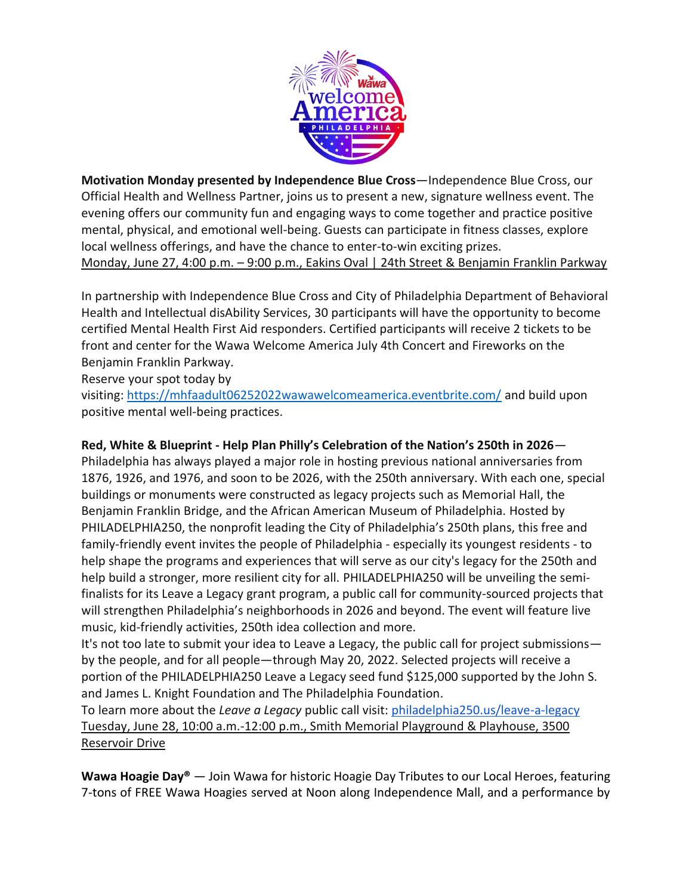**Motivation Monday presented by Independence Blue Cross**—Independence Blue Cross, our Official Health and Wellness Partner, joins us to present a new, signature wellness event. The evening offers our community fun and engaging ways to come together and practice positive mental, physical, and emotional well-being. Guests can participate in fitness classes, explore local wellness offerings, and have the chance to enter-to-win exciting prizes.
Monday, June 27, 4:00 p.m. – 9:00 p.m., Eakins Oval | 24th Street & Benjamin Franklin Parkway

In partnership with Independence Blue Cross and City of Philadelphia Department of Behavioral Health and Intellectual disAbility Services, 30 participants will have the opportunity to become certified Mental Health First Aid responders. Certified participants will receive 2 tickets to be front and center for the Wawa Welcome America July 4th Concert and Fireworks on the Benjamin Franklin Parkway.
Reserve your spot today by visiting: https://mhfaadult06252022wawawelcomeamerica.eventbrite.com/ and build upon positive mental well-being practices.

**Red, White & Blueprint - Help Plan Philly's Celebration of the Nation's 250th in 2026**— Philadelphia has always played a major role in hosting previous national anniversaries from 1876, 1926, and 1976, and soon to be 2026, with the 250th anniversary. With each one, special buildings or monuments were constructed as legacy projects such as Memorial Hall, the Benjamin Franklin Bridge, and the African American Museum of Philadelphia. Hosted by PHILADELPHIA250, the nonprofit leading the City of Philadelphia's 250th plans, this free and family-friendly event invites the people of Philadelphia - especially its youngest residents - to help shape the programs and experiences that will serve as our city's legacy for the 250th and help build a stronger, more resilient city for all. PHILADELPHIA250 will be unveiling the semi-finalists for its Leave a Legacy grant program, a public call for community-sourced projects that will strengthen Philadelphia's neighborhoods in 2026 and beyond. The event will feature live music, kid-friendly activities, 250th idea collection and more.
It's not too late to submit your idea to Leave a Legacy, the public call for project submissions—by the people, and for all people—through May 20, 2022. Selected projects will receive a portion of the PHILADELPHIA250 Leave a Legacy seed fund $125,000 supported by the John S. and James L. Knight Foundation and The Philadelphia Foundation.
To learn more about the *Leave a Legacy* public call visit: philadelphia250.us/leave-a-legacy
Tuesday, June 28, 10:00 a.m.-12:00 p.m., Smith Memorial Playground & Playhouse, 3500 Reservoir Drive

**Wawa Hoagie Day®** — Join Wawa for historic Hoagie Day Tributes to our Local Heroes, featuring 7-tons of FREE Wawa Hoagies served at Noon along Independence Mall, and a performance by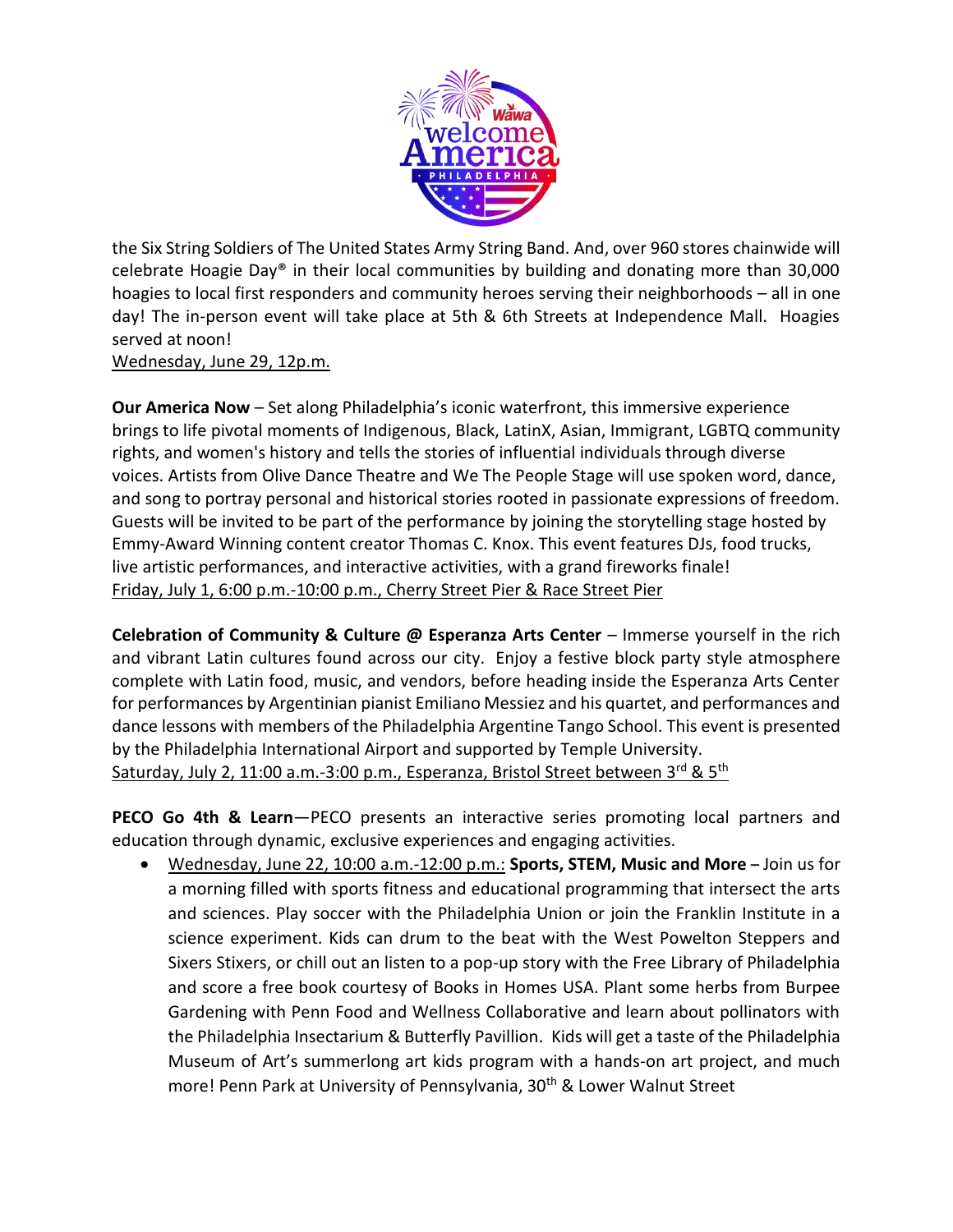the Six String Soldiers of The United States Army String Band. And, over 960 stores chainwide will celebrate Hoagie Day® in their local communities by building and donating more than 30,000 hoagies to local first responders and community heroes serving their neighborhoods – all in one day! The in-person event will take place at 5th & 6th Streets at Independence Mall. Hoagies served at noon!
Wednesday, June 29, 12p.m.

**Our America Now** – Set along Philadelphia's iconic waterfront, this immersive experience brings to life pivotal moments of Indigenous, Black, LatinX, Asian, Immigrant, LGBTQ community rights, and women's history and tells the stories of influential individuals through diverse voices. Artists from Olive Dance Theatre and We The People Stage will use spoken word, dance, and song to portray personal and historical stories rooted in passionate expressions of freedom. Guests will be invited to be part of the performance by joining the storytelling stage hosted by Emmy-Award Winning content creator Thomas C. Knox. This event features DJs, food trucks, live artistic performances, and interactive activities, with a grand fireworks finale!
Friday, July 1, 6:00 p.m.-10:00 p.m., Cherry Street Pier & Race Street Pier

**Celebration of Community & Culture @ Esperanza Arts Center** – Immerse yourself in the rich and vibrant Latin cultures found across our city. Enjoy a festive block party style atmosphere complete with Latin food, music, and vendors, before heading inside the Esperanza Arts Center for performances by Argentinian pianist Emiliano Messiez and his quartet, and performances and dance lessons with members of the Philadelphia Argentine Tango School. This event is presented by the Philadelphia International Airport and supported by Temple University.
Saturday, July 2, 11:00 a.m.-3:00 p.m., Esperanza, Bristol Street between 3rd & 5th

**PECO Go 4th & Learn**—PECO presents an interactive series promoting local partners and education through dynamic, exclusive experiences and engaging activities.

- Wednesday, June 22, 10:00 a.m.-12:00 p.m.: **Sports, STEM, Music and More –** Join us for a morning filled with sports fitness and educational programming that intersect the arts and sciences. Play soccer with the Philadelphia Union or join the Franklin Institute in a science experiment. Kids can drum to the beat with the West Powelton Steppers and Sixers Stixers, or chill out an listen to a pop-up story with the Free Library of Philadelphia and score a free book courtesy of Books in Homes USA. Plant some herbs from Burpee Gardening with Penn Food and Wellness Collaborative and learn about pollinators with the Philadelphia Insectarium & Butterfly Pavillion. Kids will get a taste of the Philadelphia Museum of Art's summerlong art kids program with a hands-on art project, and much more! Penn Park at University of Pennsylvania, 30th & Lower Walnut Street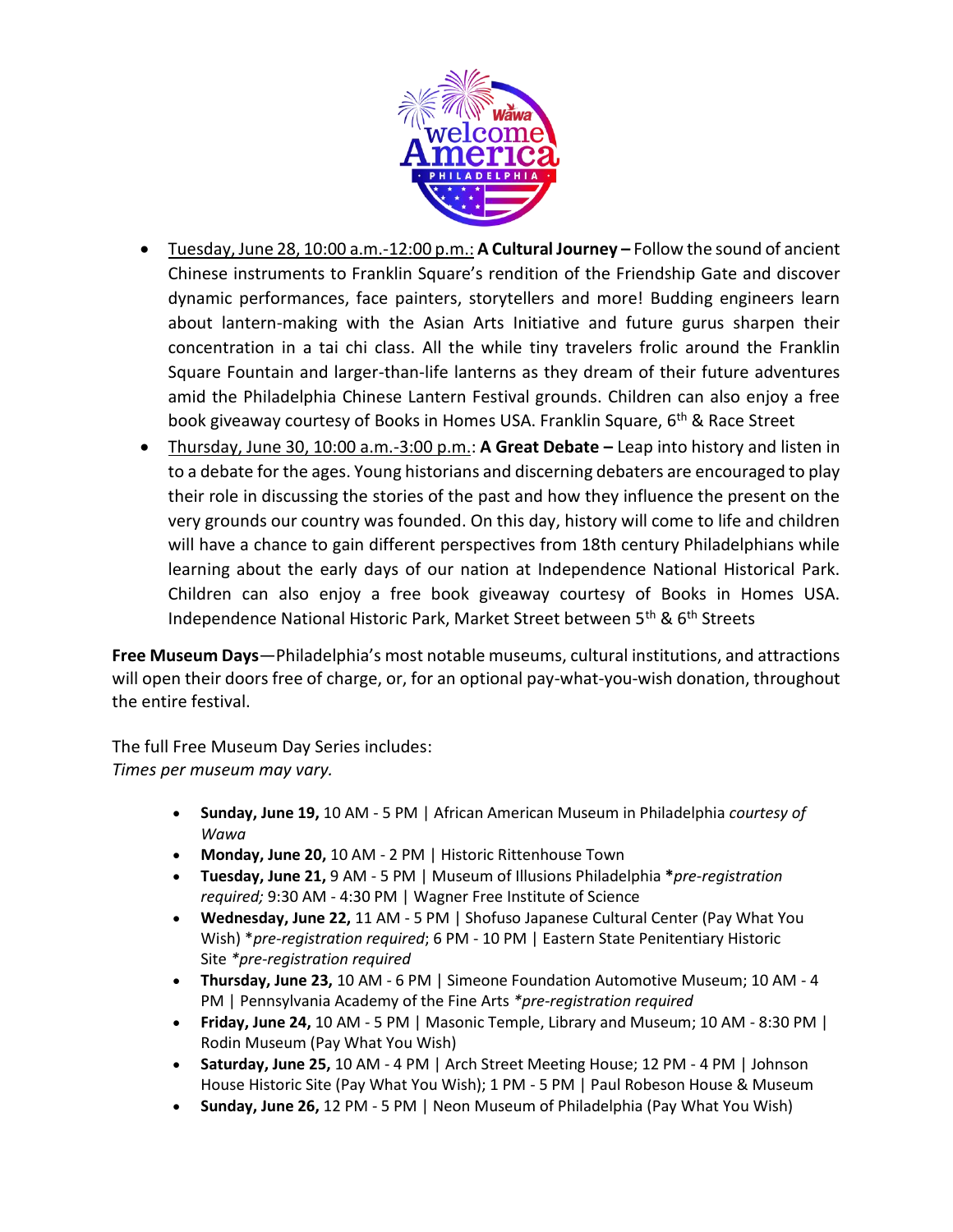- Tuesday, June 28, 10:00 a.m.-12:00 p.m.: **A Cultural Journey –** Follow the sound of ancient Chinese instruments to Franklin Square's rendition of the Friendship Gate and discover dynamic performances, face painters, storytellers and more! Budding engineers learn about lantern-making with the Asian Arts Initiative and future gurus sharpen their concentration in a tai chi class. All the while tiny travelers frolic around the Franklin Square Fountain and larger-than-life lanterns as they dream of their future adventures amid the Philadelphia Chinese Lantern Festival grounds. Children can also enjoy a free book giveaway courtesy of Books in Homes USA. Franklin Square, 6th & Race Street
- Thursday, June 30, 10:00 a.m.-3:00 p.m.: **A Great Debate –** Leap into history and listen in to a debate for the ages. Young historians and discerning debaters are encouraged to play their role in discussing the stories of the past and how they influence the present on the very grounds our country was founded. On this day, history will come to life and children will have a chance to gain different perspectives from 18th century Philadelphians while learning about the early days of our nation at Independence National Historical Park. Children can also enjoy a free book giveaway courtesy of Books in Homes USA. Independence National Historic Park, Market Street between 5th & 6th Streets

**Free Museum Days**—Philadelphia's most notable museums, cultural institutions, and attractions will open their doors free of charge, or, for an optional pay-what-you-wish donation, throughout the entire festival.

The full Free Museum Day Series includes:
*Times per museum may vary.*

- **Sunday, June 19,** 10 AM - 5 PM | African American Museum in Philadelphia *courtesy of Wawa*
- **Monday, June 20,** 10 AM - 2 PM | Historic Rittenhouse Town
- **Tuesday, June 21,** 9 AM - 5 PM | Museum of Illusions Philadelphia \**pre-registration required;* 9:30 AM - 4:30 PM | Wagner Free Institute of Science
- **Wednesday, June 22,** 11 AM - 5 PM | Shofuso Japanese Cultural Center (Pay What You Wish) \**pre-registration required*; 6 PM - 10 PM | Eastern State Penitentiary Historic Site *\*pre-registration required*
- **Thursday, June 23,** 10 AM - 6 PM | Simeone Foundation Automotive Museum; 10 AM - 4 PM | Pennsylvania Academy of the Fine Arts *\*pre-registration required*
- **Friday, June 24,** 10 AM - 5 PM | Masonic Temple, Library and Museum; 10 AM - 8:30 PM | Rodin Museum (Pay What You Wish)
- **Saturday, June 25,** 10 AM - 4 PM | Arch Street Meeting House; 12 PM - 4 PM | Johnson House Historic Site (Pay What You Wish); 1 PM - 5 PM | Paul Robeson House & Museum
- **Sunday, June 26,** 12 PM - 5 PM | Neon Museum of Philadelphia (Pay What You Wish)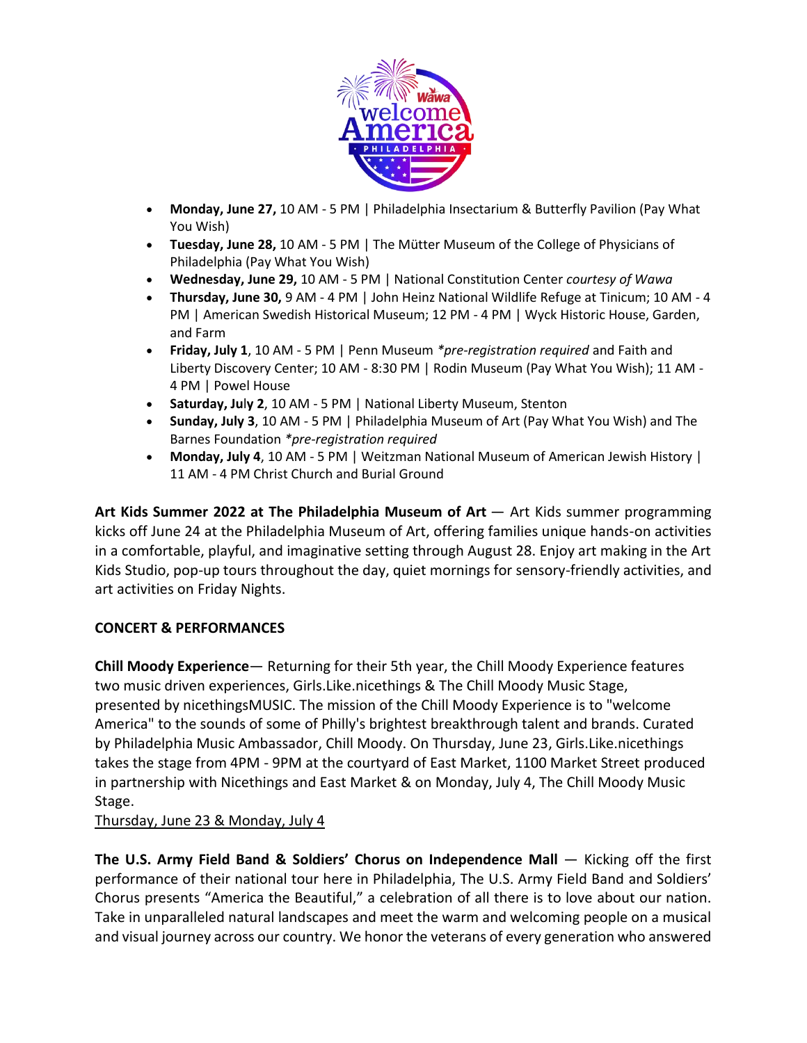- **Monday, June 27,** 10 AM - 5 PM | Philadelphia Insectarium & Butterfly Pavilion (Pay What You Wish)
- **Tuesday, June 28,** 10 AM - 5 PM | The Mütter Museum of the College of Physicians of Philadelphia (Pay What You Wish)
- **Wednesday, June 29,** 10 AM - 5 PM | National Constitution Center *courtesy of Wawa*
- **Thursday, June 30,** 9 AM - 4 PM | John Heinz National Wildlife Refuge at Tinicum; 10 AM - 4 PM | American Swedish Historical Museum; 12 PM - 4 PM | Wyck Historic House, Garden, and Farm
- **Friday, July 1**, 10 AM - 5 PM | Penn Museum *\*pre-registration required* and Faith and Liberty Discovery Center; 10 AM - 8:30 PM | Rodin Museum (Pay What You Wish); 11 AM - 4 PM | Powel House
- **Saturday, July 2**, 10 AM - 5 PM | National Liberty Museum, Stenton
- **Sunday, July 3**, 10 AM - 5 PM | Philadelphia Museum of Art (Pay What You Wish) and The Barnes Foundation *\*pre-registration required*
- **Monday, July 4**, 10 AM - 5 PM | Weitzman National Museum of American Jewish History | 11 AM - 4 PM Christ Church and Burial Ground

**Art Kids Summer 2022 at The Philadelphia Museum of Art** — Art Kids summer programming kicks off June 24 at the Philadelphia Museum of Art, offering families unique hands-on activities in a comfortable, playful, and imaginative setting through August 28. Enjoy art making in the Art Kids Studio, pop-up tours throughout the day, quiet mornings for sensory-friendly activities, and art activities on Friday Nights.

## CONCERT & PERFORMANCES

**Chill Moody Experience**— Returning for their 5th year, the Chill Moody Experience features two music driven experiences, Girls.Like.nicethings & The Chill Moody Music Stage, presented by nicethingsMUSIC. The mission of the Chill Moody Experience is to "welcome America" to the sounds of some of Philly's brightest breakthrough talent and brands. Curated by Philadelphia Music Ambassador, Chill Moody. On Thursday, June 23, Girls.Like.nicethings takes the stage from 4PM - 9PM at the courtyard of East Market, 1100 Market Street produced in partnership with Nicethings and East Market & on Monday, July 4, The Chill Moody Music Stage.
Thursday, June 23 & Monday, July 4

**The U.S. Army Field Band & Soldiers' Chorus on Independence Mall** — Kicking off the first performance of their national tour here in Philadelphia, The U.S. Army Field Band and Soldiers' Chorus presents "America the Beautiful," a celebration of all there is to love about our nation. Take in unparalleled natural landscapes and meet the warm and welcoming people on a musical and visual journey across our country. We honor the veterans of every generation who answered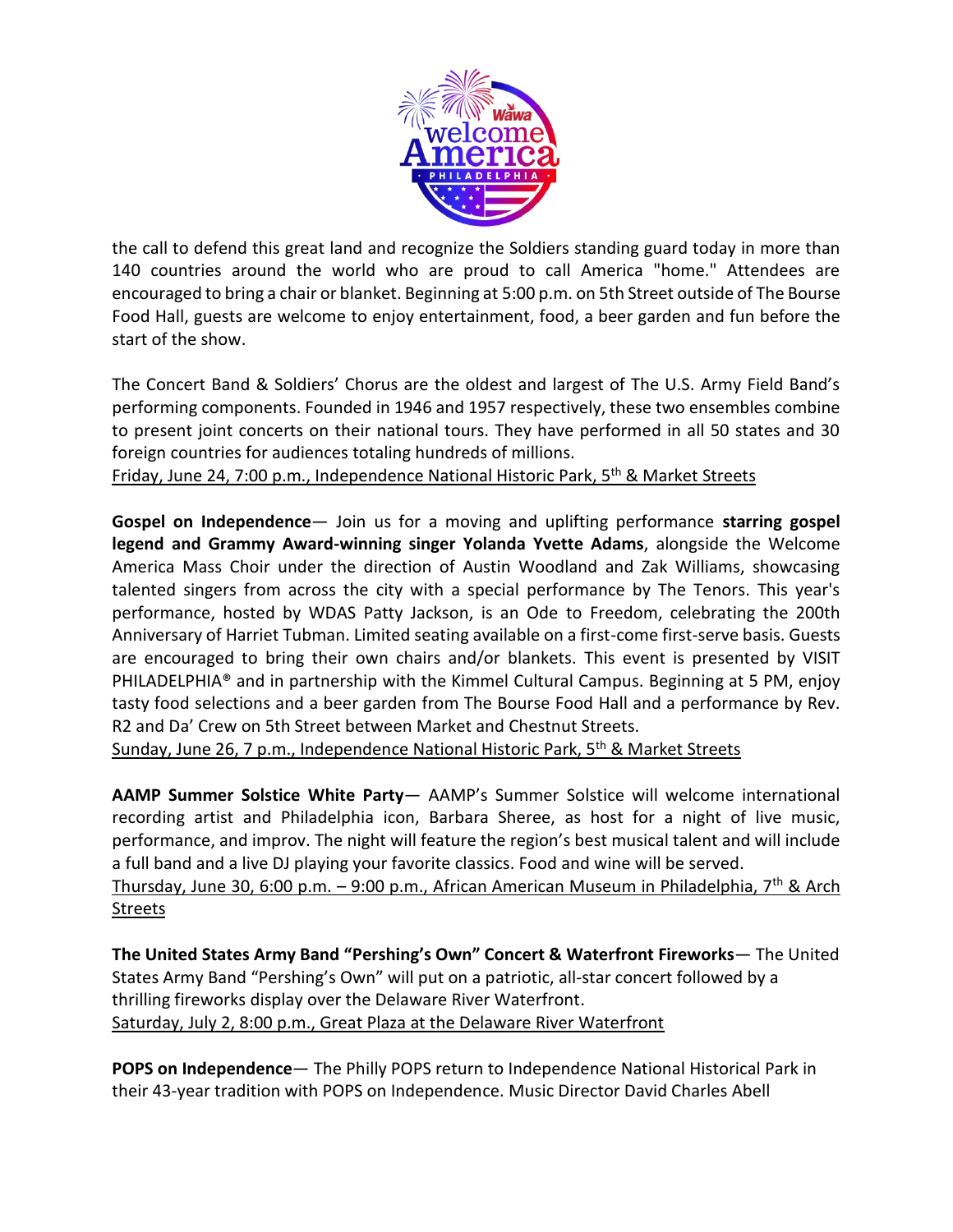the call to defend this great land and recognize the Soldiers standing guard today in more than 140 countries around the world who are proud to call America "home." Attendees are encouraged to bring a chair or blanket. Beginning at 5:00 p.m. on 5th Street outside of The Bourse Food Hall, guests are welcome to enjoy entertainment, food, a beer garden and fun before the start of the show.

The Concert Band & Soldiers' Chorus are the oldest and largest of The U.S. Army Field Band's performing components. Founded in 1946 and 1957 respectively, these two ensembles combine to present joint concerts on their national tours. They have performed in all 50 states and 30 foreign countries for audiences totaling hundreds of millions.
Friday, June 24, 7:00 p.m., Independence National Historic Park, 5th & Market Streets

**Gospel on Independence**— Join us for a moving and uplifting performance **starring gospel legend and Grammy Award-winning singer Yolanda Yvette Adams**, alongside the Welcome America Mass Choir under the direction of Austin Woodland and Zak Williams, showcasing talented singers from across the city with a special performance by The Tenors. This year's performance, hosted by WDAS Patty Jackson, is an Ode to Freedom, celebrating the 200th Anniversary of Harriet Tubman. Limited seating available on a first-come first-serve basis. Guests are encouraged to bring their own chairs and/or blankets. This event is presented by VISIT PHILADELPHIA® and in partnership with the Kimmel Cultural Campus. Beginning at 5 PM, enjoy tasty food selections and a beer garden from The Bourse Food Hall and a performance by Rev. R2 and Da' Crew on 5th Street between Market and Chestnut Streets.
Sunday, June 26, 7 p.m., Independence National Historic Park, 5th & Market Streets

**AAMP Summer Solstice White Party**— AAMP's Summer Solstice will welcome international recording artist and Philadelphia icon, Barbara Sheree, as host for a night of live music, performance, and improv. The night will feature the region's best musical talent and will include a full band and a live DJ playing your favorite classics. Food and wine will be served.
Thursday, June 30, 6:00 p.m. – 9:00 p.m., African American Museum in Philadelphia, 7th & Arch Streets

**The United States Army Band "Pershing's Own" Concert & Waterfront Fireworks**— The United States Army Band "Pershing's Own" will put on a patriotic, all-star concert followed by a thrilling fireworks display over the Delaware River Waterfront.
Saturday, July 2, 8:00 p.m., Great Plaza at the Delaware River Waterfront

**POPS on Independence**— The Philly POPS return to Independence National Historical Park in their 43-year tradition with POPS on Independence. Music Director David Charles Abell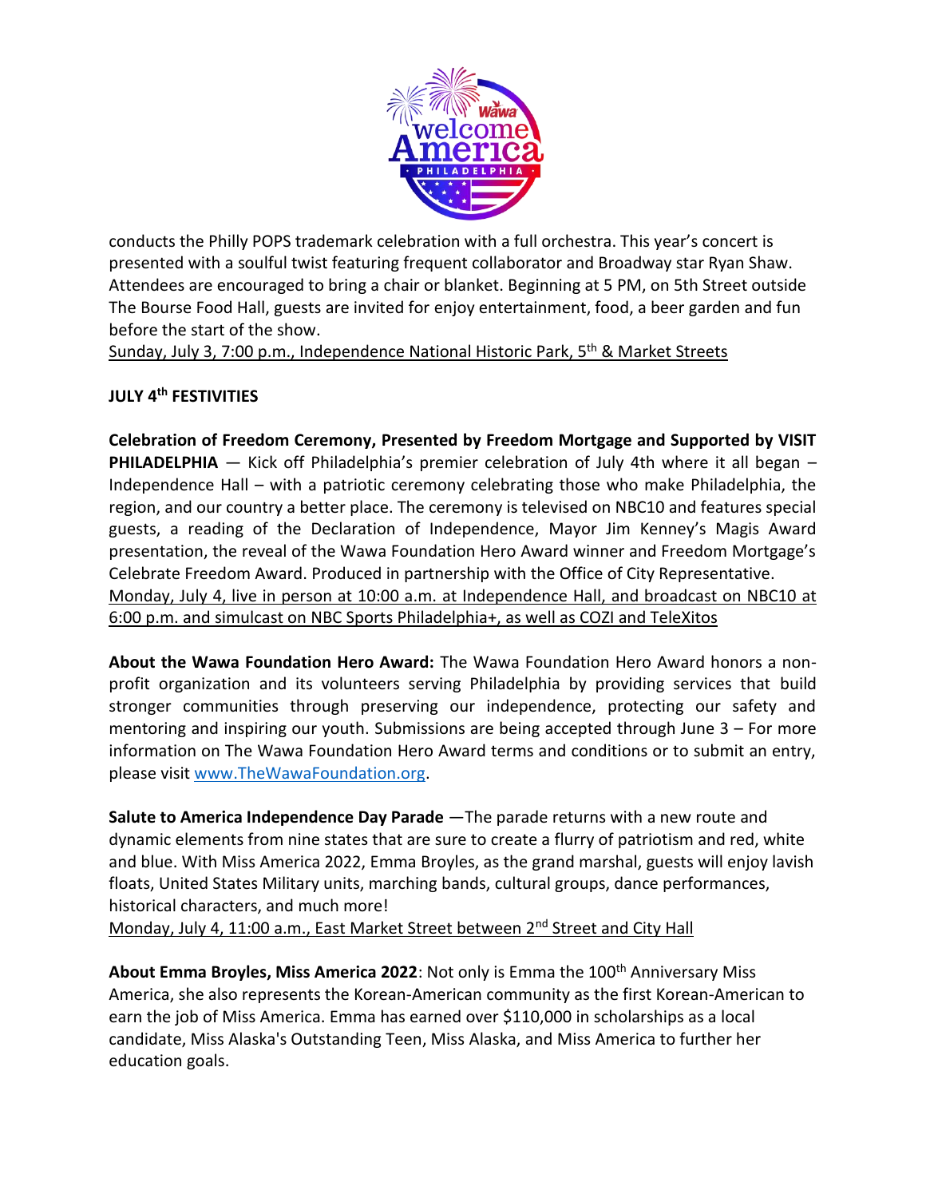conducts the Philly POPS trademark celebration with a full orchestra. This year's concert is presented with a soulful twist featuring frequent collaborator and Broadway star Ryan Shaw. Attendees are encouraged to bring a chair or blanket. Beginning at 5 PM, on 5th Street outside The Bourse Food Hall, guests are invited for enjoy entertainment, food, a beer garden and fun before the start of the show.
Sunday, July 3, 7:00 p.m., Independence National Historic Park, 5th & Market Streets

**JULY 4th FESTIVITIES**

**Celebration of Freedom Ceremony, Presented by Freedom Mortgage and Supported by VISIT PHILADELPHIA** — Kick off Philadelphia's premier celebration of July 4th where it all began – Independence Hall – with a patriotic ceremony celebrating those who make Philadelphia, the region, and our country a better place. The ceremony is televised on NBC10 and features special guests, a reading of the Declaration of Independence, Mayor Jim Kenney's Magis Award presentation, the reveal of the Wawa Foundation Hero Award winner and Freedom Mortgage's Celebrate Freedom Award. Produced in partnership with the Office of City Representative.
Monday, July 4, live in person at 10:00 a.m. at Independence Hall, and broadcast on NBC10 at 6:00 p.m. and simulcast on NBC Sports Philadelphia+, as well as COZI and TeleXitos

**About the Wawa Foundation Hero Award:** The Wawa Foundation Hero Award honors a non-profit organization and its volunteers serving Philadelphia by providing services that build stronger communities through preserving our independence, protecting our safety and mentoring and inspiring our youth. Submissions are being accepted through June 3 – For more information on The Wawa Foundation Hero Award terms and conditions or to submit an entry, please visit www.TheWawaFoundation.org.

**Salute to America Independence Day Parade** —The parade returns with a new route and dynamic elements from nine states that are sure to create a flurry of patriotism and red, white and blue. With Miss America 2022, Emma Broyles, as the grand marshal, guests will enjoy lavish floats, United States Military units, marching bands, cultural groups, dance performances, historical characters, and much more!
Monday, July 4, 11:00 a.m., East Market Street between 2nd Street and City Hall

**About Emma Broyles, Miss America 2022**: Not only is Emma the 100th Anniversary Miss America, she also represents the Korean-American community as the first Korean-American to earn the job of Miss America. Emma has earned over $110,000 in scholarships as a local candidate, Miss Alaska's Outstanding Teen, Miss Alaska, and Miss America to further her education goals.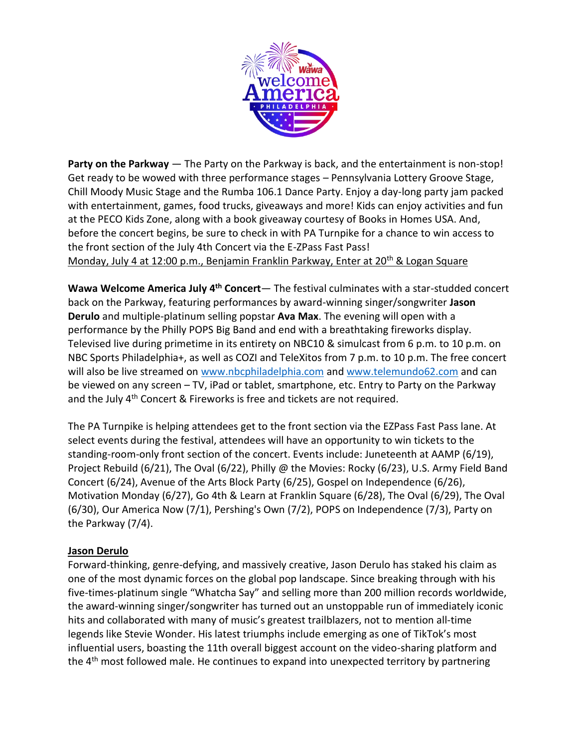**Party on the Parkway** — The Party on the Parkway is back, and the entertainment is non-stop! Get ready to be wowed with three performance stages – Pennsylvania Lottery Groove Stage, Chill Moody Music Stage and the Rumba 106.1 Dance Party. Enjoy a day-long party jam packed with entertainment, games, food trucks, giveaways and more! Kids can enjoy activities and fun at the PECO Kids Zone, along with a book giveaway courtesy of Books in Homes USA. And, before the concert begins, be sure to check in with PA Turnpike for a chance to win access to the front section of the July 4th Concert via the E-ZPass Fast Pass!
Monday, July 4 at 12:00 p.m., Benjamin Franklin Parkway, Enter at 20th & Logan Square

**Wawa Welcome America July 4th Concert**— The festival culminates with a star-studded concert back on the Parkway, featuring performances by award-winning singer/songwriter **Jason Derulo** and multiple-platinum selling popstar **Ava Max**. The evening will open with a performance by the Philly POPS Big Band and end with a breathtaking fireworks display. Televised live during primetime in its entirety on NBC10 & simulcast from 6 p.m. to 10 p.m. on NBC Sports Philadelphia+, as well as COZI and TeleXitos from 7 p.m. to 10 p.m. The free concert will also be live streamed on www.nbcphiladelphia.com and www.telemundo62.com and can be viewed on any screen – TV, iPad or tablet, smartphone, etc. Entry to Party on the Parkway and the July 4th Concert & Fireworks is free and tickets are not required.

The PA Turnpike is helping attendees get to the front section via the EZPass Fast Pass lane. At select events during the festival, attendees will have an opportunity to win tickets to the standing-room-only front section of the concert. Events include: Juneteenth at AAMP (6/19), Project Rebuild (6/21), The Oval (6/22), Philly @ the Movies: Rocky (6/23), U.S. Army Field Band Concert (6/24), Avenue of the Arts Block Party (6/25), Gospel on Independence (6/26), Motivation Monday (6/27), Go 4th & Learn at Franklin Square (6/28), The Oval (6/29), The Oval (6/30), Our America Now (7/1), Pershing's Own (7/2), POPS on Independence (7/3), Party on the Parkway (7/4).

**Jason Derulo**

Forward-thinking, genre-defying, and massively creative, Jason Derulo has staked his claim as one of the most dynamic forces on the global pop landscape. Since breaking through with his five-times-platinum single "Whatcha Say" and selling more than 200 million records worldwide, the award-winning singer/songwriter has turned out an unstoppable run of immediately iconic hits and collaborated with many of music's greatest trailblazers, not to mention all-time legends like Stevie Wonder. His latest triumphs include emerging as one of TikTok's most influential users, boasting the 11th overall biggest account on the video-sharing platform and the 4th most followed male. He continues to expand into unexpected territory by partnering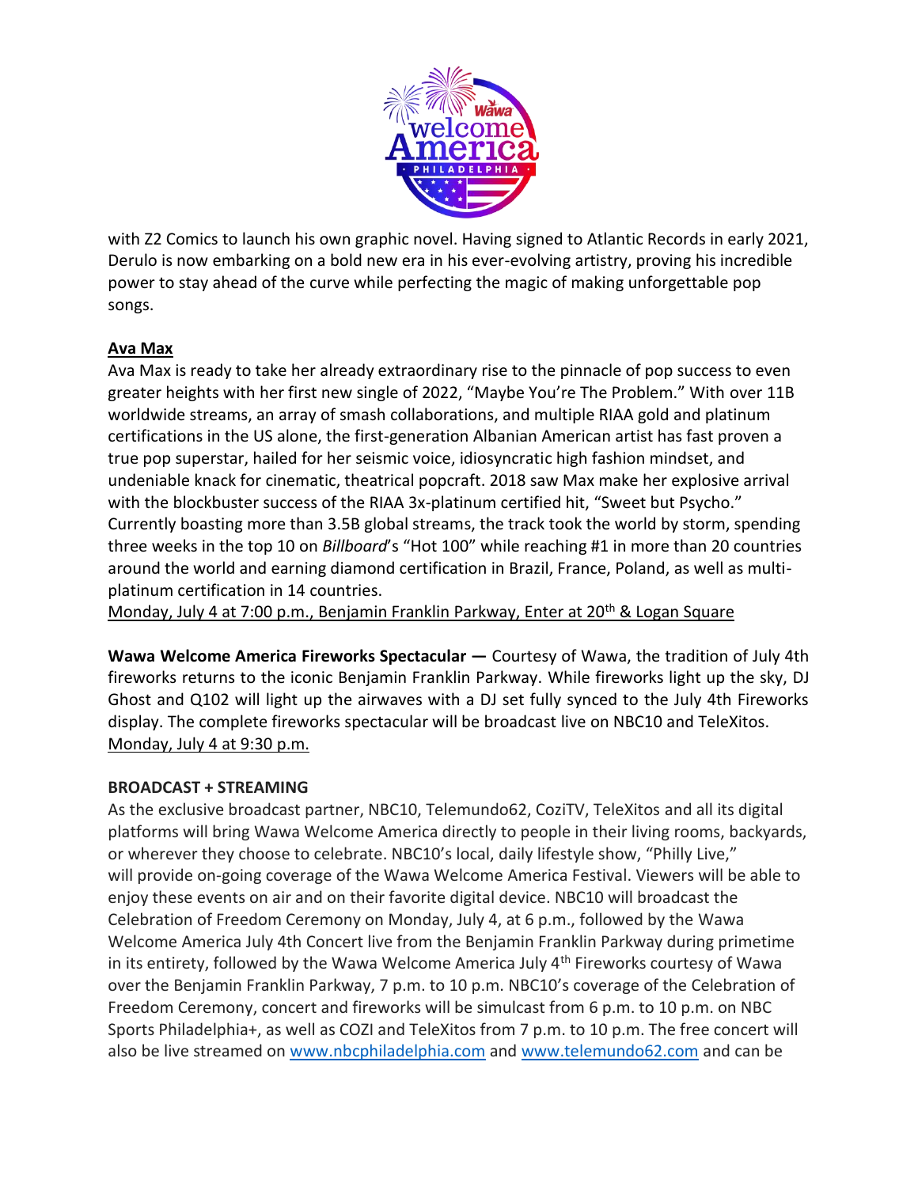with Z2 Comics to launch his own graphic novel. Having signed to Atlantic Records in early 2021, Derulo is now embarking on a bold new era in his ever-evolving artistry, proving his incredible power to stay ahead of the curve while perfecting the magic of making unforgettable pop songs.

**Ava Max**

Ava Max is ready to take her already extraordinary rise to the pinnacle of pop success to even greater heights with her first new single of 2022, "Maybe You're The Problem." With over 11B worldwide streams, an array of smash collaborations, and multiple RIAA gold and platinum certifications in the US alone, the first-generation Albanian American artist has fast proven a true pop superstar, hailed for her seismic voice, idiosyncratic high fashion mindset, and undeniable knack for cinematic, theatrical popcraft. 2018 saw Max make her explosive arrival with the blockbuster success of the RIAA 3x-platinum certified hit, "Sweet but Psycho." Currently boasting more than 3.5B global streams, the track took the world by storm, spending three weeks in the top 10 on *Billboard*'s "Hot 100" while reaching #1 in more than 20 countries around the world and earning diamond certification in Brazil, France, Poland, as well as multi-platinum certification in 14 countries.
Monday, July 4 at 7:00 p.m., Benjamin Franklin Parkway, Enter at 20th & Logan Square

**Wawa Welcome America Fireworks Spectacular —** Courtesy of Wawa, the tradition of July 4th fireworks returns to the iconic Benjamin Franklin Parkway. While fireworks light up the sky, DJ Ghost and Q102 will light up the airwaves with a DJ set fully synced to the July 4th Fireworks display. The complete fireworks spectacular will be broadcast live on NBC10 and TeleXitos.
Monday, July 4 at 9:30 p.m.

**BROADCAST + STREAMING**

As the exclusive broadcast partner, NBC10, Telemundo62, CoziTV, TeleXitos and all its digital platforms will bring Wawa Welcome America directly to people in their living rooms, backyards, or wherever they choose to celebrate. NBC10's local, daily lifestyle show, "Philly Live," will provide on-going coverage of the Wawa Welcome America Festival. Viewers will be able to enjoy these events on air and on their favorite digital device. NBC10 will broadcast the Celebration of Freedom Ceremony on Monday, July 4, at 6 p.m., followed by the Wawa Welcome America July 4th Concert live from the Benjamin Franklin Parkway during primetime in its entirety, followed by the Wawa Welcome America July 4th Fireworks courtesy of Wawa over the Benjamin Franklin Parkway, 7 p.m. to 10 p.m. NBC10's coverage of the Celebration of Freedom Ceremony, concert and fireworks will be simulcast from 6 p.m. to 10 p.m. on NBC Sports Philadelphia+, as well as COZI and TeleXitos from 7 p.m. to 10 p.m. The free concert will also be live streamed on www.nbcphiladelphia.com and www.telemundo62.com and can be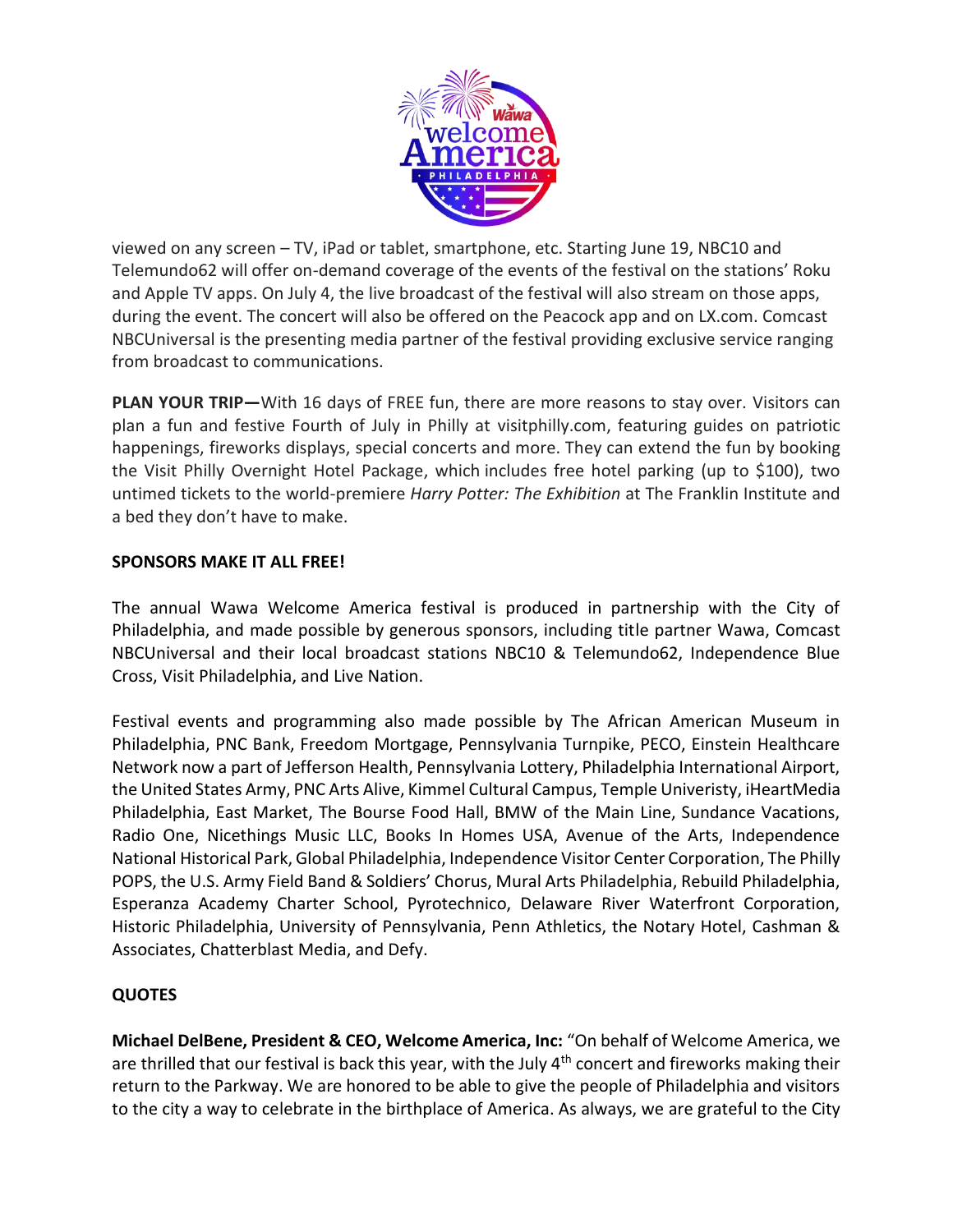viewed on any screen – TV, iPad or tablet, smartphone, etc. Starting June 19, NBC10 and Telemundo62 will offer on-demand coverage of the events of the festival on the stations' Roku and Apple TV apps. On July 4, the live broadcast of the festival will also stream on those apps, during the event. The concert will also be offered on the Peacock app and on LX.com. Comcast NBCUniversal is the presenting media partner of the festival providing exclusive service ranging from broadcast to communications.

**PLAN YOUR TRIP—**With 16 days of FREE fun, there are more reasons to stay over. Visitors can plan a fun and festive Fourth of July in Philly at visitphilly.com, featuring guides on patriotic happenings, fireworks displays, special concerts and more. They can extend the fun by booking the Visit Philly Overnight Hotel Package, which includes free hotel parking (up to $100), two untimed tickets to the world-premiere *Harry Potter: The Exhibition* at The Franklin Institute and a bed they don't have to make.

**SPONSORS MAKE IT ALL FREE!**

The annual Wawa Welcome America festival is produced in partnership with the City of Philadelphia, and made possible by generous sponsors, including title partner Wawa, Comcast NBCUniversal and their local broadcast stations NBC10 & Telemundo62, Independence Blue Cross, Visit Philadelphia, and Live Nation.

Festival events and programming also made possible by The African American Museum in Philadelphia, PNC Bank, Freedom Mortgage, Pennsylvania Turnpike, PECO, Einstein Healthcare Network now a part of Jefferson Health, Pennsylvania Lottery, Philadelphia International Airport, the United States Army, PNC Arts Alive, Kimmel Cultural Campus, Temple Univeristy, iHeartMedia Philadelphia, East Market, The Bourse Food Hall, BMW of the Main Line, Sundance Vacations, Radio One, Nicethings Music LLC, Books In Homes USA, Avenue of the Arts, Independence National Historical Park, Global Philadelphia, Independence Visitor Center Corporation, The Philly POPS, the U.S. Army Field Band & Soldiers' Chorus, Mural Arts Philadelphia, Rebuild Philadelphia, Esperanza Academy Charter School, Pyrotechnico, Delaware River Waterfront Corporation, Historic Philadelphia, University of Pennsylvania, Penn Athletics, the Notary Hotel, Cashman & Associates, Chatterblast Media, and Defy.

**QUOTES**

**Michael DelBene, President & CEO, Welcome America, Inc:** "On behalf of Welcome America, we are thrilled that our festival is back this year, with the July 4th concert and fireworks making their return to the Parkway. We are honored to be able to give the people of Philadelphia and visitors to the city a way to celebrate in the birthplace of America. As always, we are grateful to the City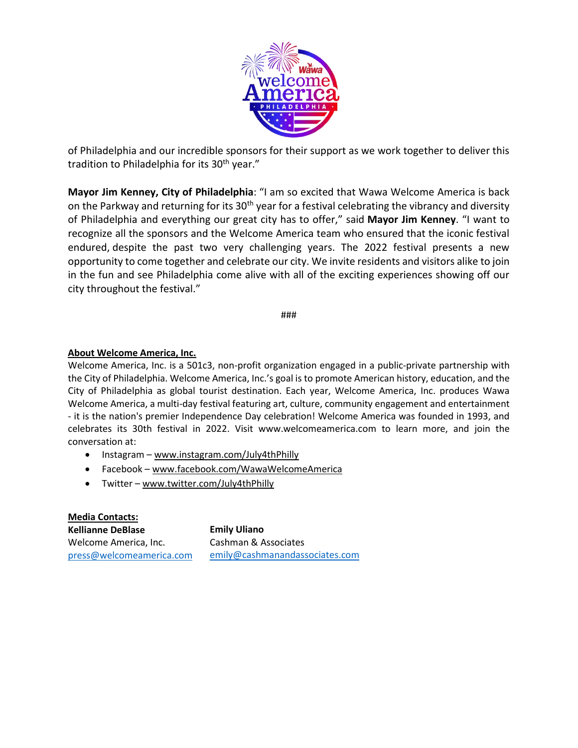of Philadelphia and our incredible sponsors for their support as we work together to deliver this tradition to Philadelphia for its 30th year."

**Mayor Jim Kenney, City of Philadelphia**: "I am so excited that Wawa Welcome America is back on the Parkway and returning for its 30th year for a festival celebrating the vibrancy and diversity of Philadelphia and everything our great city has to offer," said **Mayor Jim Kenney**. "I want to recognize all the sponsors and the Welcome America team who ensured that the iconic festival endured, despite the past two very challenging years. The 2022 festival presents a new opportunity to come together and celebrate our city. We invite residents and visitors alike to join in the fun and see Philadelphia come alive with all of the exciting experiences showing off our city throughout the festival."

###

**About Welcome America, Inc.**

Welcome America, Inc. is a 501c3, non-profit organization engaged in a public-private partnership with the City of Philadelphia. Welcome America, Inc.'s goal is to promote American history, education, and the City of Philadelphia as global tourist destination. Each year, Welcome America, Inc. produces Wawa Welcome America, a multi-day festival featuring art, culture, community engagement and entertainment - it is the nation's premier Independence Day celebration! Welcome America was founded in 1993, and celebrates its 30th festival in 2022. Visit www.welcomeamerica.com to learn more, and join the conversation at:

- Instagram – www.instagram.com/July4thPhilly
- Facebook – www.facebook.com/WawaWelcomeAmerica
- Twitter – www.twitter.com/July4thPhilly

**Media Contacts:**

**Kellianne DeBlase**
Welcome America, Inc.
press@welcomeamerica.com

**Emily Uliano**
Cashman & Associates
emily@cashmanandassociates.com